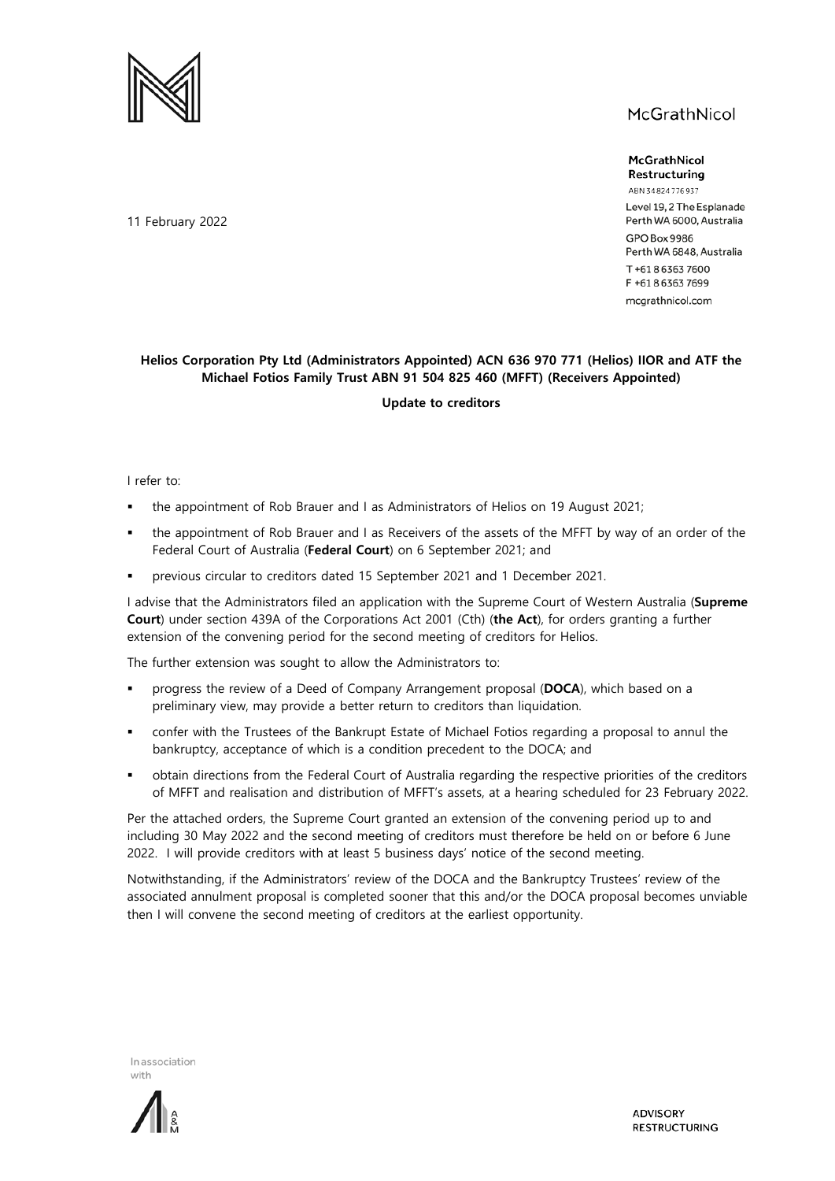McGrathNicol

**McGrathNicol Restructuring**
ABN 34 824 776 937
Level 19, 2 The Esplanade
Perth WA 6000, Australia
GPO Box 9986
Perth WA 6848, Australia
T +61 8 6363 7600
F +61 8 6363 7699
mcgrathnicol.com

11 February 2022

**Helios Corporation Pty Ltd (Administrators Appointed) ACN 636 970 771 (Helios) IIOR and ATF the Michael Fotios Family Trust ABN 91 504 825 460 (MFFT) (Receivers Appointed)**

**Update to creditors**

I refer to:

- the appointment of Rob Brauer and I as Administrators of Helios on 19 August 2021;
- the appointment of Rob Brauer and I as Receivers of the assets of the MFFT by way of an order of the Federal Court of Australia (**Federal Court**) on 6 September 2021; and
- previous circular to creditors dated 15 September 2021 and 1 December 2021.

I advise that the Administrators filed an application with the Supreme Court of Western Australia (**Supreme Court**) under section 439A of the Corporations Act 2001 (Cth) (**the Act**), for orders granting a further extension of the convening period for the second meeting of creditors for Helios.

The further extension was sought to allow the Administrators to:

- progress the review of a Deed of Company Arrangement proposal (**DOCA**), which based on a preliminary view, may provide a better return to creditors than liquidation.
- confer with the Trustees of the Bankrupt Estate of Michael Fotios regarding a proposal to annul the bankruptcy, acceptance of which is a condition precedent to the DOCA; and
- obtain directions from the Federal Court of Australia regarding the respective priorities of the creditors of MFFT and realisation and distribution of MFFT's assets, at a hearing scheduled for 23 February 2022.

Per the attached orders, the Supreme Court granted an extension of the convening period up to and including 30 May 2022 and the second meeting of creditors must therefore be held on or before 6 June 2022. I will provide creditors with at least 5 business days' notice of the second meeting.

Notwithstanding, if the Administrators' review of the DOCA and the Bankruptcy Trustees' review of the associated annulment proposal is completed sooner that this and/or the DOCA proposal becomes unviable then I will convene the second meeting of creditors at the earliest opportunity.

In association with

ADVISORY
RESTRUCTURING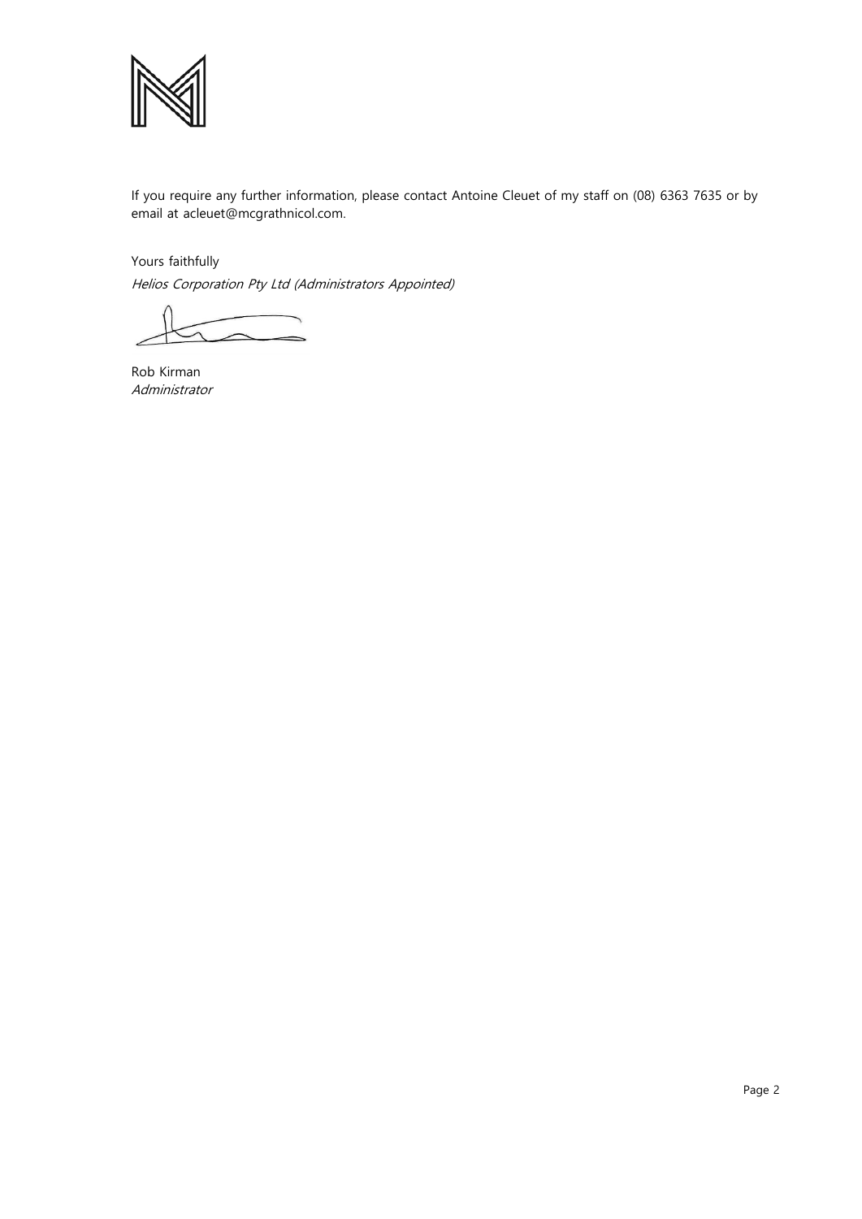If you require any further information, please contact Antoine Cleuet of my staff on (08) 6363 7635 or by email at acleuet@mcgrathnicol.com.

Yours faithfully

*Helios Corporation Pty Ltd (Administrators Appointed)*

Rob Kirman

*Administrator*